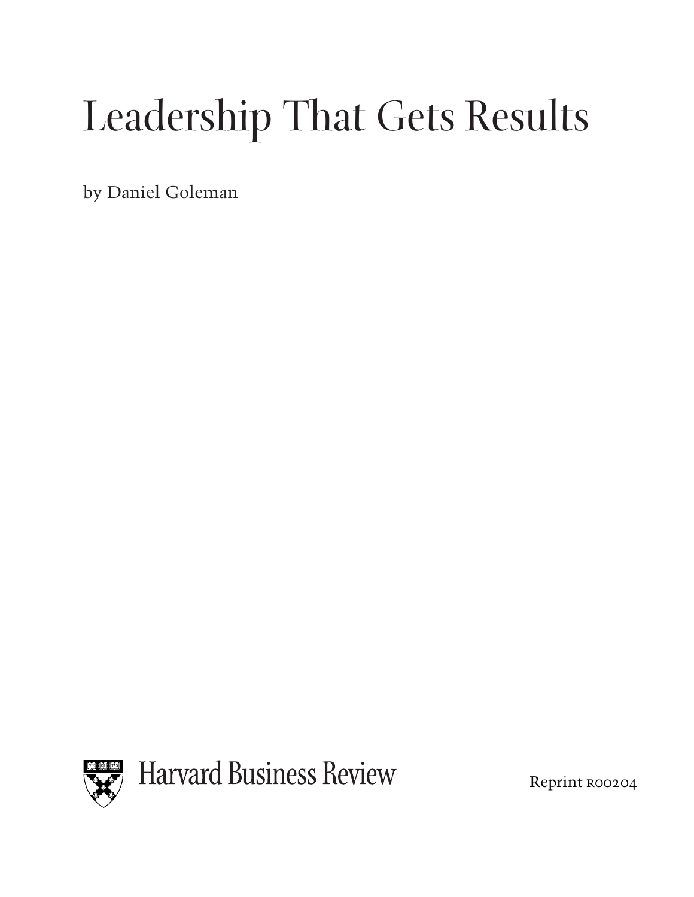# Leadership That Gets Results

by Daniel Goleman

Harvard Business Review

Reprint R00204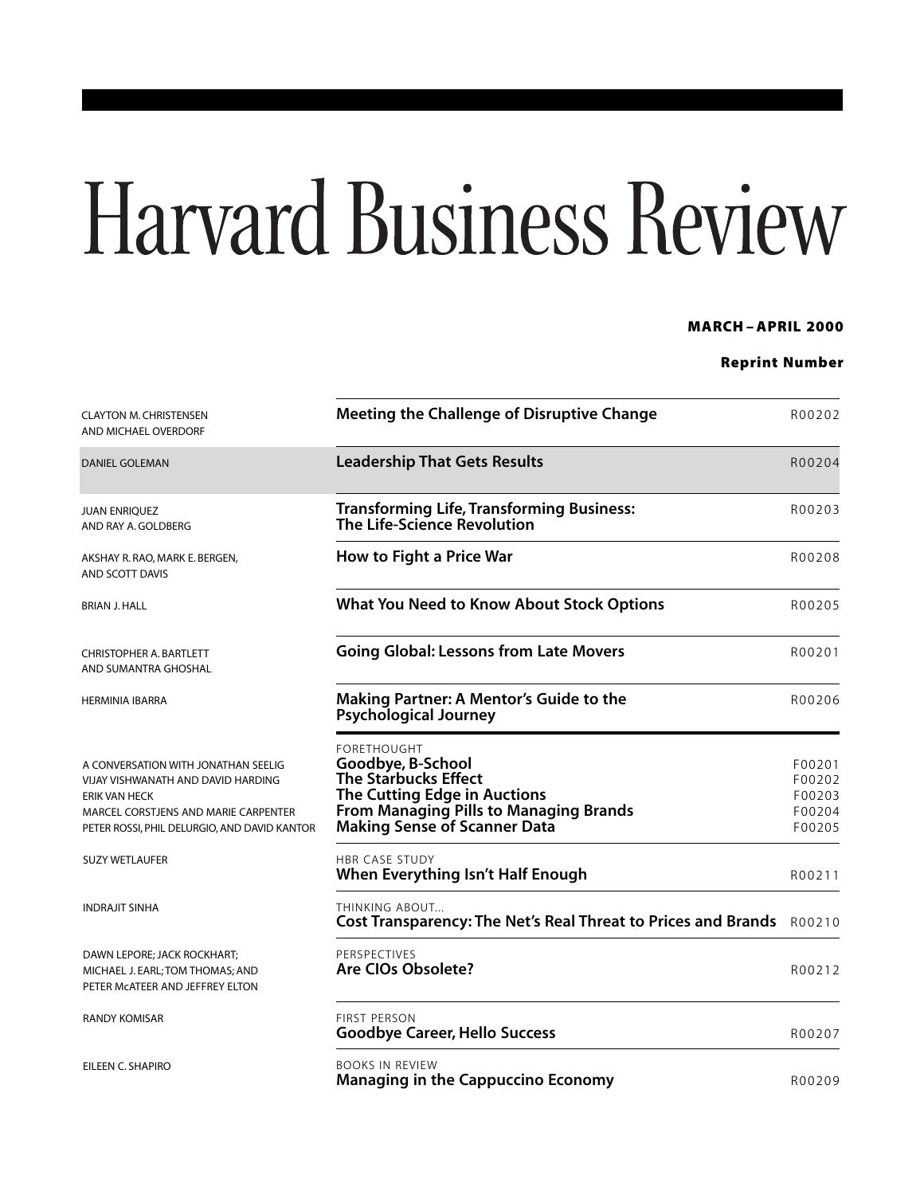# Harvard Business Review

**MARCH – APRIL 2000**

**Reprint Number**

| | | |
|---|---|---|
| CLAYTON M. CHRISTENSEN AND MICHAEL OVERDORF | **Meeting the Challenge of Disruptive Change** | R00202 |
| DANIEL GOLEMAN | **Leadership That Gets Results** | R00204 |
| JUAN ENRIQUEZ AND RAY A. GOLDBERG | **Transforming Life, Transforming Business: The Life-Science Revolution** | R00203 |
| AKSHAY R. RAO, MARK E. BERGEN, AND SCOTT DAVIS | **How to Fight a Price War** | R00208 |
| BRIAN J. HALL | **What You Need to Know About Stock Options** | R00205 |
| CHRISTOPHER A. BARTLETT AND SUMANTRA GHOSHAL | **Going Global: Lessons from Late Movers** | R00201 |
| HERMINIA IBARRA | **Making Partner: A Mentor's Guide to the Psychological Journey** | R00206 |
| | FORETHOUGHT | |
| A CONVERSATION WITH JONATHAN SEELIG | **Goodbye, B-School** | F00201 |
| VIJAY VISHWANATH AND DAVID HARDING | **The Starbucks Effect** | F00202 |
| ERIK VAN HECK | **The Cutting Edge in Auctions** | F00203 |
| MARCEL CORSTJENS AND MARIE CARPENTER | **From Managing Pills to Managing Brands** | F00204 |
| PETER ROSSI, PHIL DELURGIO, AND DAVID KANTOR | **Making Sense of Scanner Data** | F00205 |
| SUZY WETLAUFER | HBR CASE STUDY **When Everything Isn't Half Enough** | R00211 |
| INDRAJIT SINHA | THINKING ABOUT... **Cost Transparency: The Net's Real Threat to Prices and Brands** | R00210 |
| DAWN LEPORE; JACK ROCKHART; MICHAEL J. EARL; TOM THOMAS; AND PETER McATEER AND JEFFREY ELTON | PERSPECTIVES **Are CIOs Obsolete?** | R00212 |
| RANDY KOMISAR | FIRST PERSON **Goodbye Career, Hello Success** | R00207 |
| EILEEN C. SHAPIRO | BOOKS IN REVIEW **Managing in the Cappuccino Economy** | R00209 |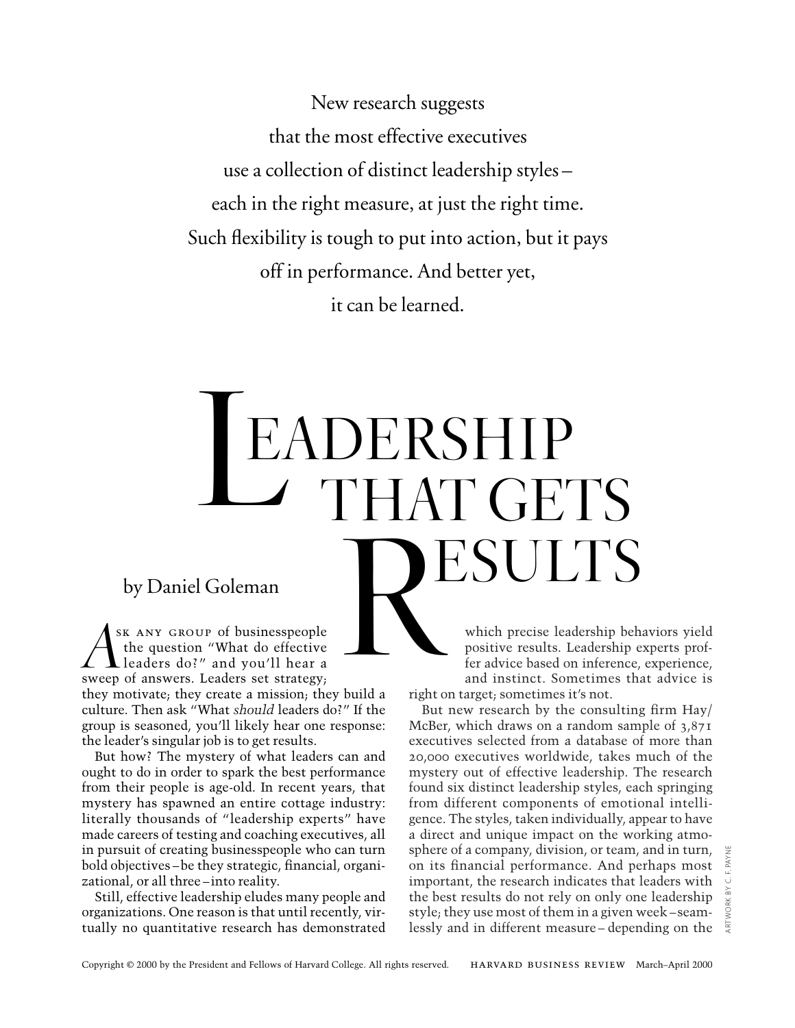New research suggests that the most effective executives use a collection of distinct leadership styles – each in the right measure, at just the right time. Such flexibility is tough to put into action, but it pays off in performance. And better yet, it can be learned.

# Leadership That Gets Results

by Daniel Goleman

Ask any group of businesspeople the question "What do effective leaders do?" and you'll hear a sweep of answers. Leaders set strategy; they motivate; they create a mission; they build a culture. Then ask "What *should* leaders do?" If the group is seasoned, you'll likely hear one response: the leader's singular job is to get results.

But how? The mystery of what leaders can and ought to do in order to spark the best performance from their people is age-old. In recent years, that mystery has spawned an entire cottage industry: literally thousands of "leadership experts" have made careers of testing and coaching executives, all in pursuit of creating businesspeople who can turn bold objectives – be they strategic, financial, organizational, or all three – into reality.

Still, effective leadership eludes many people and organizations. One reason is that until recently, virtually no quantitative research has demonstrated which precise leadership behaviors yield positive results. Leadership experts proffer advice based on inference, experience, and instinct. Sometimes that advice is right on target; sometimes it's not.

But new research by the consulting firm Hay/McBer, which draws on a random sample of 3,871 executives selected from a database of more than 20,000 executives worldwide, takes much of the mystery out of effective leadership. The research found six distinct leadership styles, each springing from different components of emotional intelligence. The styles, taken individually, appear to have a direct and unique impact on the working atmosphere of a company, division, or team, and in turn, on its financial performance. And perhaps most important, the research indicates that leaders with the best results do not rely on only one leadership style; they use most of them in a given week – seamlessly and in different measure – depending on the

ARTWORK BY C. F. PAYNE

Copyright © 2000 by the President and Fellows of Harvard College. All rights reserved.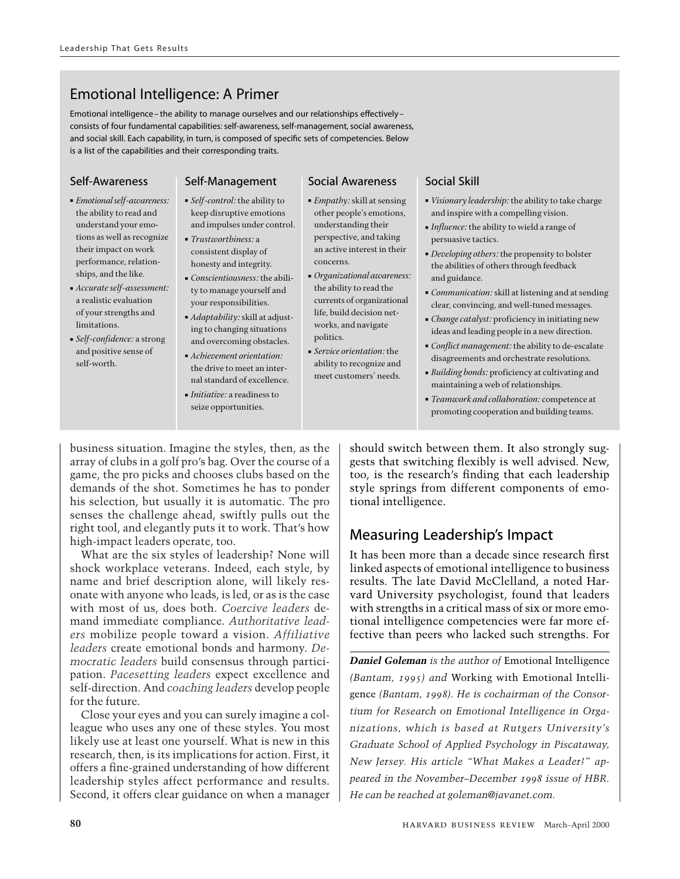## Emotional Intelligence: A Primer

Emotional intelligence – the ability to manage ourselves and our relationships effectively – consists of four fundamental capabilities: self-awareness, self-management, social awareness, and social skill. Each capability, in turn, is composed of specific sets of competencies. Below is a list of the capabilities and their corresponding traits.

### Self-Awareness

- *Emotional self-awareness:* the ability to read and understand your emotions as well as recognize their impact on work performance, relationships, and the like.
- *Accurate self-assessment:* a realistic evaluation of your strengths and limitations.
- *Self-confidence:* a strong and positive sense of self-worth.

### Self-Management

- *Self-control:* the ability to keep disruptive emotions and impulses under control.
- *Trustworthiness:* a consistent display of honesty and integrity.
- *Conscientiousness:* the ability to manage yourself and your responsibilities.
- *Adaptability:* skill at adjusting to changing situations and overcoming obstacles.
- *Achievement orientation:* the drive to meet an internal standard of excellence.
- *Initiative:* a readiness to seize opportunities.

### Social Awareness

- *Empathy:* skill at sensing other people's emotions, understanding their perspective, and taking an active interest in their concerns.
- *Organizational awareness:* the ability to read the currents of organizational life, build decision networks, and navigate politics.
- *Service orientation:* the ability to recognize and meet customers' needs.

### Social Skill

- *Visionary leadership:* the ability to take charge and inspire with a compelling vision.
- *Influence:* the ability to wield a range of persuasive tactics.
- *Developing others:* the propensity to bolster the abilities of others through feedback and guidance.
- *Communication:* skill at listening and at sending clear, convincing, and well-tuned messages.
- *Change catalyst:* proficiency in initiating new ideas and leading people in a new direction.
- *Conflict management:* the ability to de-escalate disagreements and orchestrate resolutions.
- *Building bonds:* proficiency at cultivating and maintaining a web of relationships.
- *Teamwork and collaboration:* competence at promoting cooperation and building teams.

business situation. Imagine the styles, then, as the array of clubs in a golf pro's bag. Over the course of a game, the pro picks and chooses clubs based on the demands of the shot. Sometimes he has to ponder his selection, but usually it is automatic. The pro senses the challenge ahead, swiftly pulls out the right tool, and elegantly puts it to work. That's how high-impact leaders operate, too.

What are the six styles of leadership? None will shock workplace veterans. Indeed, each style, by name and brief description alone, will likely resonate with anyone who leads, is led, or as is the case with most of us, does both. *Coercive leaders* demand immediate compliance. *Authoritative leaders* mobilize people toward a vision. *Affiliative leaders* create emotional bonds and harmony. *Democratic leaders* build consensus through participation. *Pacesetting leaders* expect excellence and self-direction. And *coaching leaders* develop people for the future.

Close your eyes and you can surely imagine a colleague who uses any one of these styles. You most likely use at least one yourself. What is new in this research, then, is its implications for action. First, it offers a fine-grained understanding of how different leadership styles affect performance and results. Second, it offers clear guidance on when a manager should switch between them. It also strongly suggests that switching flexibly is well advised. New, too, is the research's finding that each leadership style springs from different components of emotional intelligence.

## Measuring Leadership's Impact

It has been more than a decade since research first linked aspects of emotional intelligence to business results. The late David McClelland, a noted Harvard University psychologist, found that leaders with strengths in a critical mass of six or more emotional intelligence competencies were far more effective than peers who lacked such strengths. For

***Daniel Goleman*** *is the author of* Emotional Intelligence *(Bantam, 1995) and* Working with Emotional Intelligence *(Bantam, 1998). He is cochairman of the Consortium for Research on Emotional Intelligence in Organizations, which is based at Rutgers University's Graduate School of Applied Psychology in Piscataway, New Jersey. His article "What Makes a Leader?" appeared in the November–December 1998 issue of HBR. He can be reached at goleman@javanet.com.*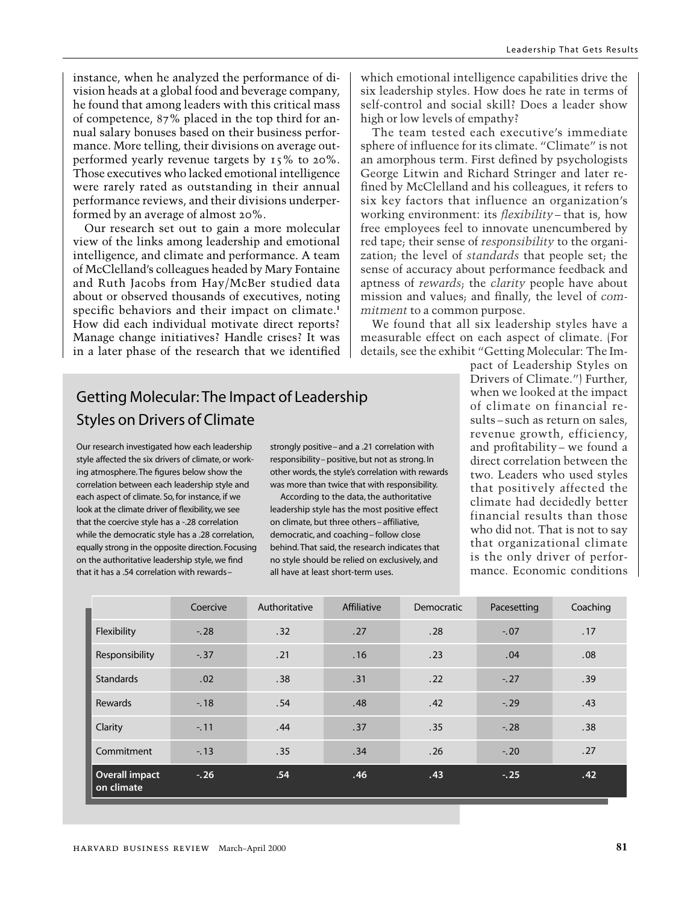instance, when he analyzed the performance of division heads at a global food and beverage company, he found that among leaders with this critical mass of competence, 87% placed in the top third for annual salary bonuses based on their business performance. More telling, their divisions on average outperformed yearly revenue targets by 15% to 20%. Those executives who lacked emotional intelligence were rarely rated as outstanding in their annual performance reviews, and their divisions underperformed by an average of almost 20%.

Our research set out to gain a more molecular view of the links among leadership and emotional intelligence, and climate and performance. A team of McClelland's colleagues headed by Mary Fontaine and Ruth Jacobs from Hay/McBer studied data about or observed thousands of executives, noting specific behaviors and their impact on climate.[1] How did each individual motivate direct reports? Manage change initiatives? Handle crises? It was in a later phase of the research that we identified which emotional intelligence capabilities drive the six leadership styles. How does he rate in terms of self-control and social skill? Does a leader show high or low levels of empathy?

The team tested each executive's immediate sphere of influence for its climate. "Climate" is not an amorphous term. First defined by psychologists George Litwin and Richard Stringer and later refined by McClelland and his colleagues, it refers to six key factors that influence an organization's working environment: its *flexibility* – that is, how free employees feel to innovate unencumbered by red tape; their sense of *responsibility* to the organization; the level of *standards* that people set; the sense of accuracy about performance feedback and aptness of *rewards*; the *clarity* people have about mission and values; and finally, the level of *commitment* to a common purpose.

We found that all six leadership styles have a measurable effect on each aspect of climate. (For details, see the exhibit "Getting Molecular: The Impact of Leadership Styles on Drivers of Climate.") Further, when we looked at the impact of climate on financial results – such as return on sales, revenue growth, efficiency, and profitability – we found a direct correlation between the two. Leaders who used styles that positively affected the climate had decidedly better financial results than those who did not. That is not to say that organizational climate is the only driver of performance. Economic conditions

## Getting Molecular: The Impact of Leadership Styles on Drivers of Climate

Our research investigated how each leadership style affected the six drivers of climate, or working atmosphere. The figures below show the correlation between each leadership style and each aspect of climate. So, for instance, if we look at the climate driver of flexibility, we see that the coercive style has a -.28 correlation while the democratic style has a .28 correlation, equally strong in the opposite direction. Focusing on the authoritative leadership style, we find that it has a .54 correlation with rewards – strongly positive – and a .21 correlation with responsibility – positive, but not as strong. In other words, the style's correlation with rewards was more than twice that with responsibility.

According to the data, the authoritative leadership style has the most positive effect on climate, but three others – affiliative, democratic, and coaching – follow close behind. That said, the research indicates that no style should be relied on exclusively, and all have at least short-term uses.

| | Coercive | Authoritative | Affiliative | Democratic | Pacesetting | Coaching |
|---|---|---|---|---|---|---|
| Flexibility | -.28 | .32 | .27 | .28 | -.07 | .17 |
| Responsibility | -.37 | .21 | .16 | .23 | .04 | .08 |
| Standards | .02 | .38 | .31 | .22 | -.27 | .39 |
| Rewards | -.18 | .54 | .48 | .42 | -.29 | .43 |
| Clarity | -.11 | .44 | .37 | .35 | -.28 | .38 |
| Commitment | -.13 | .35 | .34 | .26 | -.20 | .27 |
| **Overall impact on climate** | **-.26** | **.54** | **.46** | **.43** | **-.25** | **.42** |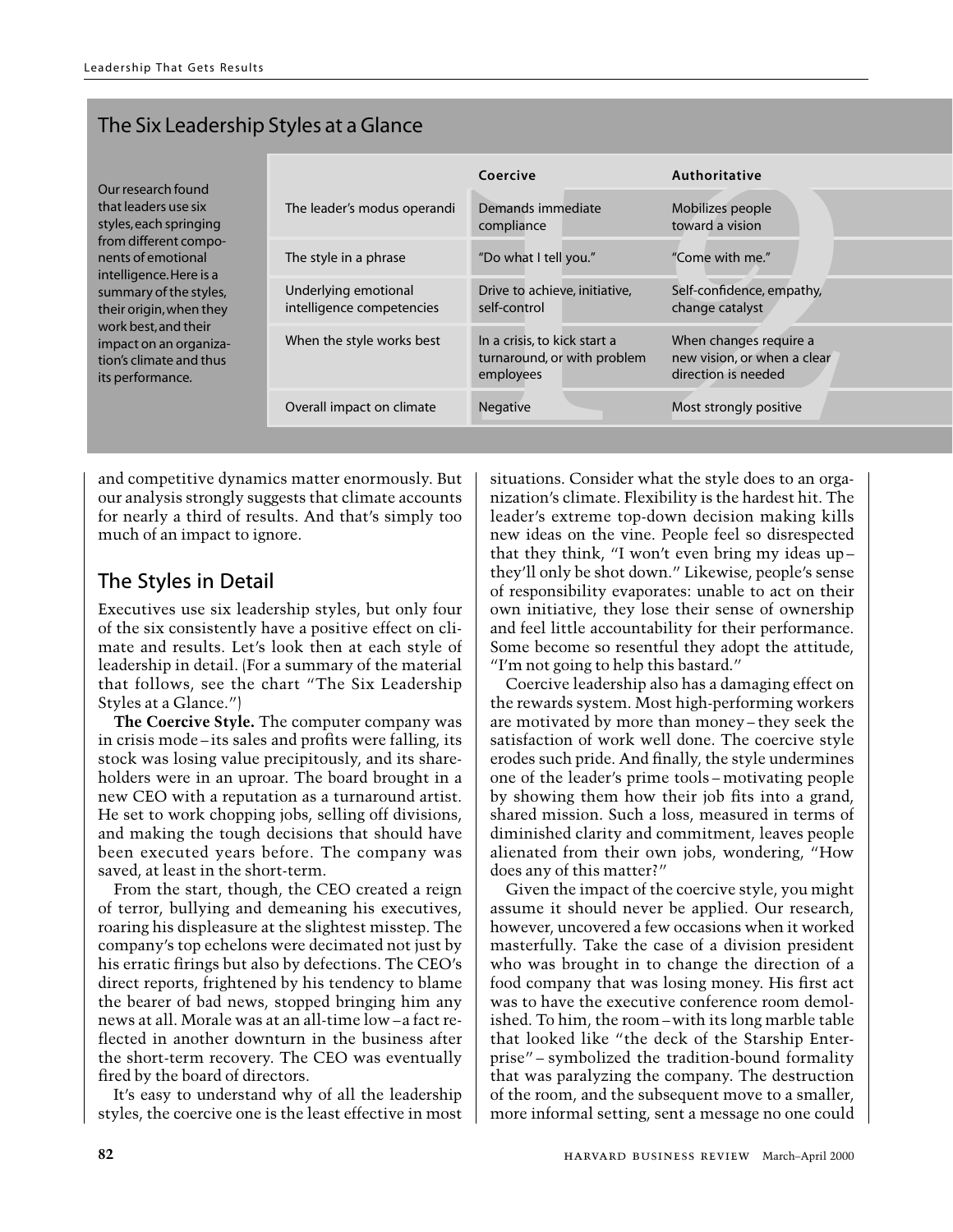## The Six Leadership Styles at a Glance

Our research found that leaders use six styles, each springing from different components of emotional intelligence. Here is a summary of the styles, their origin, when they work best, and their impact on an organization's climate and thus its performance.

| | Coercive | Authoritative |
|---|---|---|
| The leader's modus operandi | Demands immediate compliance | Mobilizes people toward a vision |
| The style in a phrase | "Do what I tell you." | "Come with me." |
| Underlying emotional intelligence competencies | Drive to achieve, initiative, self-control | Self-confidence, empathy, change catalyst |
| When the style works best | In a crisis, to kick start a turnaround, or with problem employees | When changes require a new vision, or when a clear direction is needed |
| Overall impact on climate | Negative | Most strongly positive |

and competitive dynamics matter enormously. But our analysis strongly suggests that climate accounts for nearly a third of results. And that's simply too much of an impact to ignore.

## The Styles in Detail

Executives use six leadership styles, but only four of the six consistently have a positive effect on climate and results. Let's look then at each style of leadership in detail. (For a summary of the material that follows, see the chart "The Six Leadership Styles at a Glance.")

**The Coercive Style.** The computer company was in crisis mode – its sales and profits were falling, its stock was losing value precipitously, and its shareholders were in an uproar. The board brought in a new CEO with a reputation as a turnaround artist. He set to work chopping jobs, selling off divisions, and making the tough decisions that should have been executed years before. The company was saved, at least in the short-term.

From the start, though, the CEO created a reign of terror, bullying and demeaning his executives, roaring his displeasure at the slightest misstep. The company's top echelons were decimated not just by his erratic firings but also by defections. The CEO's direct reports, frightened by his tendency to blame the bearer of bad news, stopped bringing him any news at all. Morale was at an all-time low – a fact reflected in another downturn in the business after the short-term recovery. The CEO was eventually fired by the board of directors.

It's easy to understand why of all the leadership styles, the coercive one is the least effective in most situations. Consider what the style does to an organization's climate. Flexibility is the hardest hit. The leader's extreme top-down decision making kills new ideas on the vine. People feel so disrespected that they think, "I won't even bring my ideas up – they'll only be shot down." Likewise, people's sense of responsibility evaporates: unable to act on their own initiative, they lose their sense of ownership and feel little accountability for their performance. Some become so resentful they adopt the attitude, "I'm not going to help this bastard."

Coercive leadership also has a damaging effect on the rewards system. Most high-performing workers are motivated by more than money – they seek the satisfaction of work well done. The coercive style erodes such pride. And finally, the style undermines one of the leader's prime tools – motivating people by showing them how their job fits into a grand, shared mission. Such a loss, measured in terms of diminished clarity and commitment, leaves people alienated from their own jobs, wondering, "How does any of this matter?"

Given the impact of the coercive style, you might assume it should never be applied. Our research, however, uncovered a few occasions when it worked masterfully. Take the case of a division president who was brought in to change the direction of a food company that was losing money. His first act was to have the executive conference room demolished. To him, the room – with its long marble table that looked like "the deck of the Starship Enterprise" – symbolized the tradition-bound formality that was paralyzing the company. The destruction of the room, and the subsequent move to a smaller, more informal setting, sent a message no one could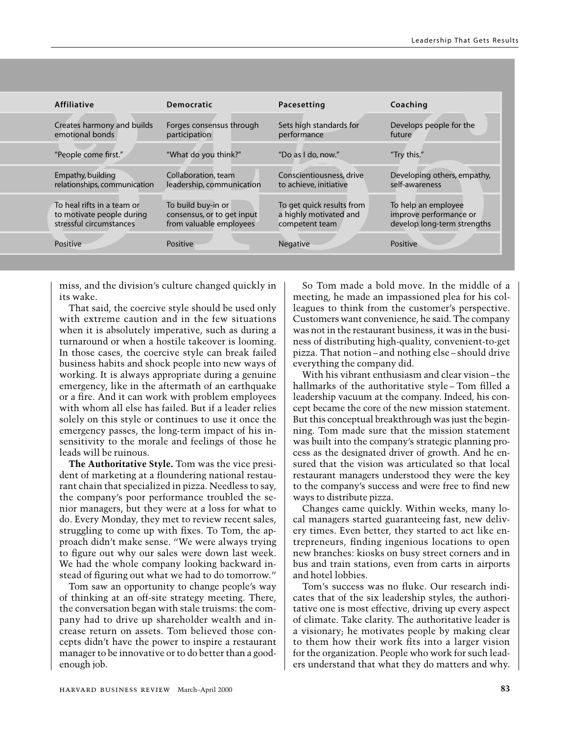| Affiliative | Democratic | Pacesetting | Coaching |
|---|---|---|---|
| Creates harmony and builds emotional bonds | Forges consensus through participation | Sets high standards for performance | Develops people for the future |
| "People come first." | "What do you think?" | "Do as I do, now." | "Try this." |
| Empathy, building relationships, communication | Collaboration, team leadership, communication | Conscientiousness, drive to achieve, initiative | Developing others, empathy, self-awareness |
| To heal rifts in a team or to motivate people during stressful circumstances | To build buy-in or consensus, or to get input from valuable employees | To get quick results from a highly motivated and competent team | To help an employee improve performance or develop long-term strengths |
| Positive | Positive | Negative | Positive |

miss, and the division's culture changed quickly in its wake.

That said, the coercive style should be used only with extreme caution and in the few situations when it is absolutely imperative, such as during a turnaround or when a hostile takeover is looming. In those cases, the coercive style can break failed business habits and shock people into new ways of working. It is always appropriate during a genuine emergency, like in the aftermath of an earthquake or a fire. And it can work with problem employees with whom all else has failed. But if a leader relies solely on this style or continues to use it once the emergency passes, the long-term impact of his insensitivity to the morale and feelings of those he leads will be ruinous.

**The Authoritative Style.** Tom was the vice president of marketing at a floundering national restaurant chain that specialized in pizza. Needless to say, the company's poor performance troubled the senior managers, but they were at a loss for what to do. Every Monday, they met to review recent sales, struggling to come up with fixes. To Tom, the approach didn't make sense. "We were always trying to figure out why our sales were down last week. We had the whole company looking backward instead of figuring out what we had to do tomorrow."

Tom saw an opportunity to change people's way of thinking at an off-site strategy meeting. There, the conversation began with stale truisms: the company had to drive up shareholder wealth and increase return on assets. Tom believed those concepts didn't have the power to inspire a restaurant manager to be innovative or to do better than a good-enough job.

So Tom made a bold move. In the middle of a meeting, he made an impassioned plea for his colleagues to think from the customer's perspective. Customers want convenience, he said. The company was not in the restaurant business, it was in the business of distributing high-quality, convenient-to-get pizza. That notion – and nothing else – should drive everything the company did.

With his vibrant enthusiasm and clear vision – the hallmarks of the authoritative style – Tom filled a leadership vacuum at the company. Indeed, his concept became the core of the new mission statement. But this conceptual breakthrough was just the beginning. Tom made sure that the mission statement was built into the company's strategic planning process as the designated driver of growth. And he ensured that the vision was articulated so that local restaurant managers understood they were the key to the company's success and were free to find new ways to distribute pizza.

Changes came quickly. Within weeks, many local managers started guaranteeing fast, new delivery times. Even better, they started to act like entrepreneurs, finding ingenious locations to open new branches: kiosks on busy street corners and in bus and train stations, even from carts in airports and hotel lobbies.

Tom's success was no fluke. Our research indicates that of the six leadership styles, the authoritative one is most effective, driving up every aspect of climate. Take clarity. The authoritative leader is a visionary; he motivates people by making clear to them how their work fits into a larger vision for the organization. People who work for such leaders understand that what they do matters and why.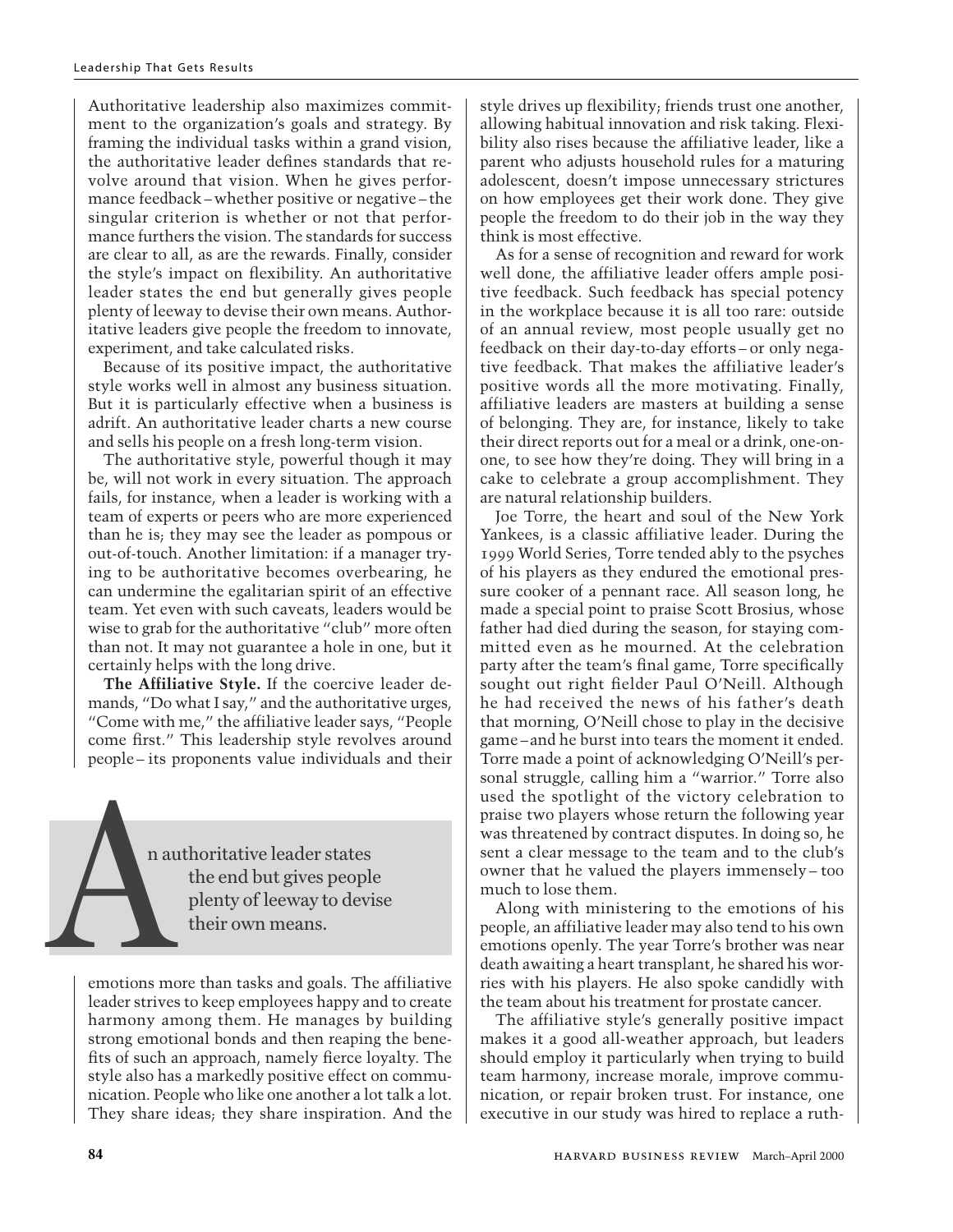Authoritative leadership also maximizes commitment to the organization's goals and strategy. By framing the individual tasks within a grand vision, the authoritative leader defines standards that revolve around that vision. When he gives performance feedback – whether positive or negative – the singular criterion is whether or not that performance furthers the vision. The standards for success are clear to all, as are the rewards. Finally, consider the style's impact on flexibility. An authoritative leader states the end but generally gives people plenty of leeway to devise their own means. Authoritative leaders give people the freedom to innovate, experiment, and take calculated risks.

Because of its positive impact, the authoritative style works well in almost any business situation. But it is particularly effective when a business is adrift. An authoritative leader charts a new course and sells his people on a fresh long-term vision.

The authoritative style, powerful though it may be, will not work in every situation. The approach fails, for instance, when a leader is working with a team of experts or peers who are more experienced than he is; they may see the leader as pompous or out-of-touch. Another limitation: if a manager trying to be authoritative becomes overbearing, he can undermine the egalitarian spirit of an effective team. Yet even with such caveats, leaders would be wise to grab for the authoritative "club" more often than not. It may not guarantee a hole in one, but it certainly helps with the long drive.

**The Affiliative Style.** If the coercive leader demands, "Do what I say," and the authoritative urges, "Come with me," the affiliative leader says, "People come first." This leadership style revolves around people – its proponents value individuals and their emotions more than tasks and goals. The affiliative leader strives to keep employees happy and to create harmony among them. He manages by building strong emotional bonds and then reaping the benefits of such an approach, namely fierce loyalty. The style also has a markedly positive effect on communication. People who like one another a lot talk a lot. They share ideas; they share inspiration. And the style drives up flexibility; friends trust one another, allowing habitual innovation and risk taking. Flexibility also rises because the affiliative leader, like a parent who adjusts household rules for a maturing adolescent, doesn't impose unnecessary strictures on how employees get their work done. They give people the freedom to do their job in the way they think is most effective.

> An authoritative leader states the end but gives people plenty of leeway to devise their own means.

As for a sense of recognition and reward for work well done, the affiliative leader offers ample positive feedback. Such feedback has special potency in the workplace because it is all too rare: outside of an annual review, most people usually get no feedback on their day-to-day efforts – or only negative feedback. That makes the affiliative leader's positive words all the more motivating. Finally, affiliative leaders are masters at building a sense of belonging. They are, for instance, likely to take their direct reports out for a meal or a drink, one-on-one, to see how they're doing. They will bring in a cake to celebrate a group accomplishment. They are natural relationship builders.

Joe Torre, the heart and soul of the New York Yankees, is a classic affiliative leader. During the 1999 World Series, Torre tended ably to the psyches of his players as they endured the emotional pressure cooker of a pennant race. All season long, he made a special point to praise Scott Brosius, whose father had died during the season, for staying committed even as he mourned. At the celebration party after the team's final game, Torre specifically sought out right fielder Paul O'Neill. Although he had received the news of his father's death that morning, O'Neill chose to play in the decisive game – and he burst into tears the moment it ended. Torre made a point of acknowledging O'Neill's personal struggle, calling him a "warrior." Torre also used the spotlight of the victory celebration to praise two players whose return the following year was threatened by contract disputes. In doing so, he sent a clear message to the team and to the club's owner that he valued the players immensely – too much to lose them.

Along with ministering to the emotions of his people, an affiliative leader may also tend to his own emotions openly. The year Torre's brother was near death awaiting a heart transplant, he shared his worries with his players. He also spoke candidly with the team about his treatment for prostate cancer.

The affiliative style's generally positive impact makes it a good all-weather approach, but leaders should employ it particularly when trying to build team harmony, increase morale, improve communication, or repair broken trust. For instance, one executive in our study was hired to replace a ruth-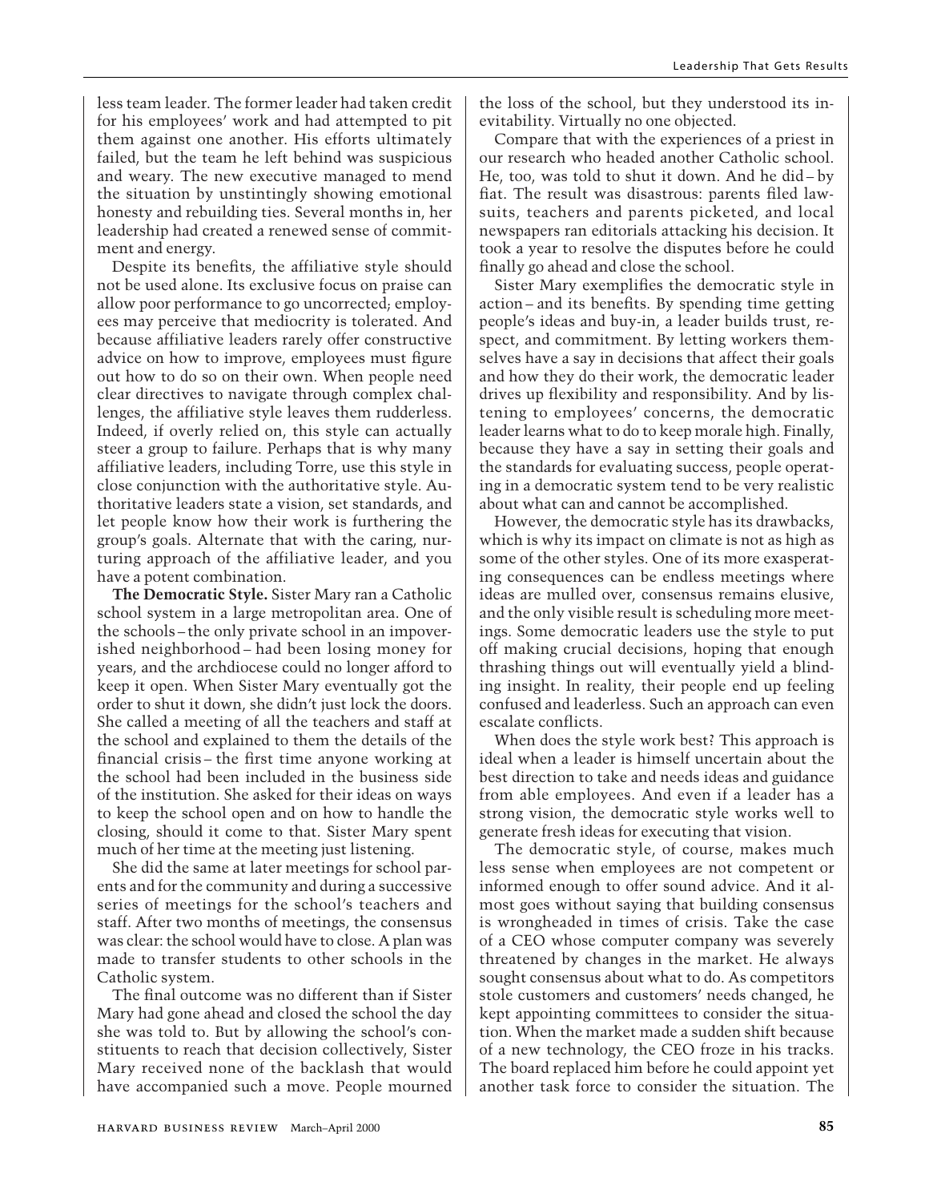less team leader. The former leader had taken credit for his employees' work and had attempted to pit them against one another. His efforts ultimately failed, but the team he left behind was suspicious and weary. The new executive managed to mend the situation by unstintingly showing emotional honesty and rebuilding ties. Several months in, her leadership had created a renewed sense of commitment and energy.

Despite its benefits, the affiliative style should not be used alone. Its exclusive focus on praise can allow poor performance to go uncorrected; employees may perceive that mediocrity is tolerated. And because affiliative leaders rarely offer constructive advice on how to improve, employees must figure out how to do so on their own. When people need clear directives to navigate through complex challenges, the affiliative style leaves them rudderless. Indeed, if overly relied on, this style can actually steer a group to failure. Perhaps that is why many affiliative leaders, including Torre, use this style in close conjunction with the authoritative style. Authoritative leaders state a vision, set standards, and let people know how their work is furthering the group's goals. Alternate that with the caring, nurturing approach of the affiliative leader, and you have a potent combination.

**The Democratic Style.** Sister Mary ran a Catholic school system in a large metropolitan area. One of the schools – the only private school in an impoverished neighborhood – had been losing money for years, and the archdiocese could no longer afford to keep it open. When Sister Mary eventually got the order to shut it down, she didn't just lock the doors. She called a meeting of all the teachers and staff at the school and explained to them the details of the financial crisis – the first time anyone working at the school had been included in the business side of the institution. She asked for their ideas on ways to keep the school open and on how to handle the closing, should it come to that. Sister Mary spent much of her time at the meeting just listening.

She did the same at later meetings for school parents and for the community and during a successive series of meetings for the school's teachers and staff. After two months of meetings, the consensus was clear: the school would have to close. A plan was made to transfer students to other schools in the Catholic system.

The final outcome was no different than if Sister Mary had gone ahead and closed the school the day she was told to. But by allowing the school's constituents to reach that decision collectively, Sister Mary received none of the backlash that would have accompanied such a move. People mourned the loss of the school, but they understood its inevitability. Virtually no one objected.

Compare that with the experiences of a priest in our research who headed another Catholic school. He, too, was told to shut it down. And he did – by fiat. The result was disastrous: parents filed lawsuits, teachers and parents picketed, and local newspapers ran editorials attacking his decision. It took a year to resolve the disputes before he could finally go ahead and close the school.

Sister Mary exemplifies the democratic style in action – and its benefits. By spending time getting people's ideas and buy-in, a leader builds trust, respect, and commitment. By letting workers themselves have a say in decisions that affect their goals and how they do their work, the democratic leader drives up flexibility and responsibility. And by listening to employees' concerns, the democratic leader learns what to do to keep morale high. Finally, because they have a say in setting their goals and the standards for evaluating success, people operating in a democratic system tend to be very realistic about what can and cannot be accomplished.

However, the democratic style has its drawbacks, which is why its impact on climate is not as high as some of the other styles. One of its more exasperating consequences can be endless meetings where ideas are mulled over, consensus remains elusive, and the only visible result is scheduling more meetings. Some democratic leaders use the style to put off making crucial decisions, hoping that enough thrashing things out will eventually yield a blinding insight. In reality, their people end up feeling confused and leaderless. Such an approach can even escalate conflicts.

When does the style work best? This approach is ideal when a leader is himself uncertain about the best direction to take and needs ideas and guidance from able employees. And even if a leader has a strong vision, the democratic style works well to generate fresh ideas for executing that vision.

The democratic style, of course, makes much less sense when employees are not competent or informed enough to offer sound advice. And it almost goes without saying that building consensus is wrongheaded in times of crisis. Take the case of a CEO whose computer company was severely threatened by changes in the market. He always sought consensus about what to do. As competitors stole customers and customers' needs changed, he kept appointing committees to consider the situation. When the market made a sudden shift because of a new technology, the CEO froze in his tracks. The board replaced him before he could appoint yet another task force to consider the situation. The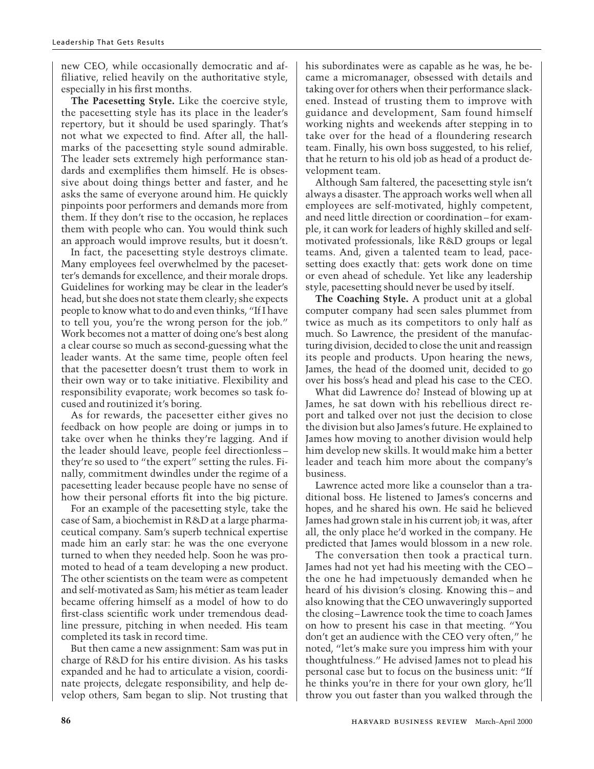new CEO, while occasionally democratic and affiliative, relied heavily on the authoritative style, especially in his first months.

**The Pacesetting Style.** Like the coercive style, the pacesetting style has its place in the leader's repertory, but it should be used sparingly. That's not what we expected to find. After all, the hallmarks of the pacesetting style sound admirable. The leader sets extremely high performance standards and exemplifies them himself. He is obsessive about doing things better and faster, and he asks the same of everyone around him. He quickly pinpoints poor performers and demands more from them. If they don't rise to the occasion, he replaces them with people who can. You would think such an approach would improve results, but it doesn't.

In fact, the pacesetting style destroys climate. Many employees feel overwhelmed by the pacesetter's demands for excellence, and their morale drops. Guidelines for working may be clear in the leader's head, but she does not state them clearly; she expects people to know what to do and even thinks, "If I have to tell you, you're the wrong person for the job." Work becomes not a matter of doing one's best along a clear course so much as second-guessing what the leader wants. At the same time, people often feel that the pacesetter doesn't trust them to work in their own way or to take initiative. Flexibility and responsibility evaporate; work becomes so task focused and routinized it's boring.

As for rewards, the pacesetter either gives no feedback on how people are doing or jumps in to take over when he thinks they're lagging. And if the leader should leave, people feel directionless – they're so used to "the expert" setting the rules. Finally, commitment dwindles under the regime of a pacesetting leader because people have no sense of how their personal efforts fit into the big picture.

For an example of the pacesetting style, take the case of Sam, a biochemist in R&D at a large pharmaceutical company. Sam's superb technical expertise made him an early star: he was the one everyone turned to when they needed help. Soon he was promoted to head of a team developing a new product. The other scientists on the team were as competent and self-motivated as Sam; his métier as team leader became offering himself as a model of how to do first-class scientific work under tremendous deadline pressure, pitching in when needed. His team completed its task in record time.

But then came a new assignment: Sam was put in charge of R&D for his entire division. As his tasks expanded and he had to articulate a vision, coordinate projects, delegate responsibility, and help develop others, Sam began to slip. Not trusting that his subordinates were as capable as he was, he became a micromanager, obsessed with details and taking over for others when their performance slackened. Instead of trusting them to improve with guidance and development, Sam found himself working nights and weekends after stepping in to take over for the head of a floundering research team. Finally, his own boss suggested, to his relief, that he return to his old job as head of a product development team.

Although Sam faltered, the pacesetting style isn't always a disaster. The approach works well when all employees are self-motivated, highly competent, and need little direction or coordination – for example, it can work for leaders of highly skilled and self-motivated professionals, like R&D groups or legal teams. And, given a talented team to lead, pacesetting does exactly that: gets work done on time or even ahead of schedule. Yet like any leadership style, pacesetting should never be used by itself.

**The Coaching Style.** A product unit at a global computer company had seen sales plummet from twice as much as its competitors to only half as much. So Lawrence, the president of the manufacturing division, decided to close the unit and reassign its people and products. Upon hearing the news, James, the head of the doomed unit, decided to go over his boss's head and plead his case to the CEO.

What did Lawrence do? Instead of blowing up at James, he sat down with his rebellious direct report and talked over not just the decision to close the division but also James's future. He explained to James how moving to another division would help him develop new skills. It would make him a better leader and teach him more about the company's business.

Lawrence acted more like a counselor than a traditional boss. He listened to James's concerns and hopes, and he shared his own. He said he believed James had grown stale in his current job; it was, after all, the only place he'd worked in the company. He predicted that James would blossom in a new role.

The conversation then took a practical turn. James had not yet had his meeting with the CEO – the one he had impetuously demanded when he heard of his division's closing. Knowing this – and also knowing that the CEO unwaveringly supported the closing – Lawrence took the time to coach James on how to present his case in that meeting. "You don't get an audience with the CEO very often," he noted, "let's make sure you impress him with your thoughtfulness." He advised James not to plead his personal case but to focus on the business unit: "If he thinks you're in there for your own glory, he'll throw you out faster than you walked through the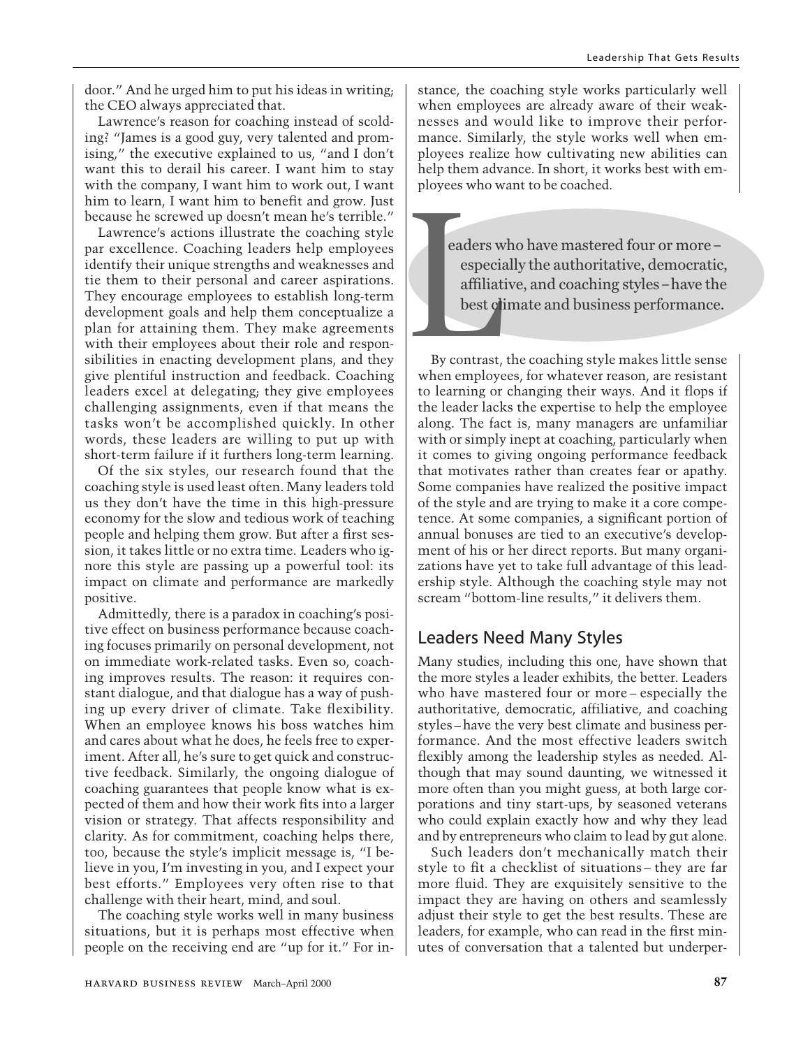door." And he urged him to put his ideas in writing; the CEO always appreciated that.

Lawrence's reason for coaching instead of scolding? "James is a good guy, very talented and promising," the executive explained to us, "and I don't want this to derail his career. I want him to stay with the company, I want him to work out, I want him to learn, I want him to benefit and grow. Just because he screwed up doesn't mean he's terrible."

Lawrence's actions illustrate the coaching style par excellence. Coaching leaders help employees identify their unique strengths and weaknesses and tie them to their personal and career aspirations. They encourage employees to establish long-term development goals and help them conceptualize a plan for attaining them. They make agreements with their employees about their role and responsibilities in enacting development plans, and they give plentiful instruction and feedback. Coaching leaders excel at delegating; they give employees challenging assignments, even if that means the tasks won't be accomplished quickly. In other words, these leaders are willing to put up with short-term failure if it furthers long-term learning.

Of the six styles, our research found that the coaching style is used least often. Many leaders told us they don't have the time in this high-pressure economy for the slow and tedious work of teaching people and helping them grow. But after a first session, it takes little or no extra time. Leaders who ignore this style are passing up a powerful tool: its impact on climate and performance are markedly positive.

Admittedly, there is a paradox in coaching's positive effect on business performance because coaching focuses primarily on personal development, not on immediate work-related tasks. Even so, coaching improves results. The reason: it requires constant dialogue, and that dialogue has a way of pushing up every driver of climate. Take flexibility. When an employee knows his boss watches him and cares about what he does, he feels free to experiment. After all, he's sure to get quick and constructive feedback. Similarly, the ongoing dialogue of coaching guarantees that people know what is expected of them and how their work fits into a larger vision or strategy. That affects responsibility and clarity. As for commitment, coaching helps there, too, because the style's implicit message is, "I believe in you, I'm investing in you, and I expect your best efforts." Employees very often rise to that challenge with their heart, mind, and soul.

The coaching style works well in many business situations, but it is perhaps most effective when people on the receiving end are "up for it." For instance, the coaching style works particularly well when employees are already aware of their weaknesses and would like to improve their performance. Similarly, the style works well when employees realize how cultivating new abilities can help them advance. In short, it works best with employees who want to be coached.

> Leaders who have mastered four or more – especially the authoritative, democratic, affiliative, and coaching styles – have the best climate and business performance.

By contrast, the coaching style makes little sense when employees, for whatever reason, are resistant to learning or changing their ways. And it flops if the leader lacks the expertise to help the employee along. The fact is, many managers are unfamiliar with or simply inept at coaching, particularly when it comes to giving ongoing performance feedback that motivates rather than creates fear or apathy. Some companies have realized the positive impact of the style and are trying to make it a core competence. At some companies, a significant portion of annual bonuses are tied to an executive's development of his or her direct reports. But many organizations have yet to take full advantage of this leadership style. Although the coaching style may not scream "bottom-line results," it delivers them.

## Leaders Need Many Styles

Many studies, including this one, have shown that the more styles a leader exhibits, the better. Leaders who have mastered four or more – especially the authoritative, democratic, affiliative, and coaching styles – have the very best climate and business performance. And the most effective leaders switch flexibly among the leadership styles as needed. Although that may sound daunting, we witnessed it more often than you might guess, at both large corporations and tiny start-ups, by seasoned veterans who could explain exactly how and why they lead and by entrepreneurs who claim to lead by gut alone.

Such leaders don't mechanically match their style to fit a checklist of situations – they are far more fluid. They are exquisitely sensitive to the impact they are having on others and seamlessly adjust their style to get the best results. These are leaders, for example, who can read in the first minutes of conversation that a talented but underper-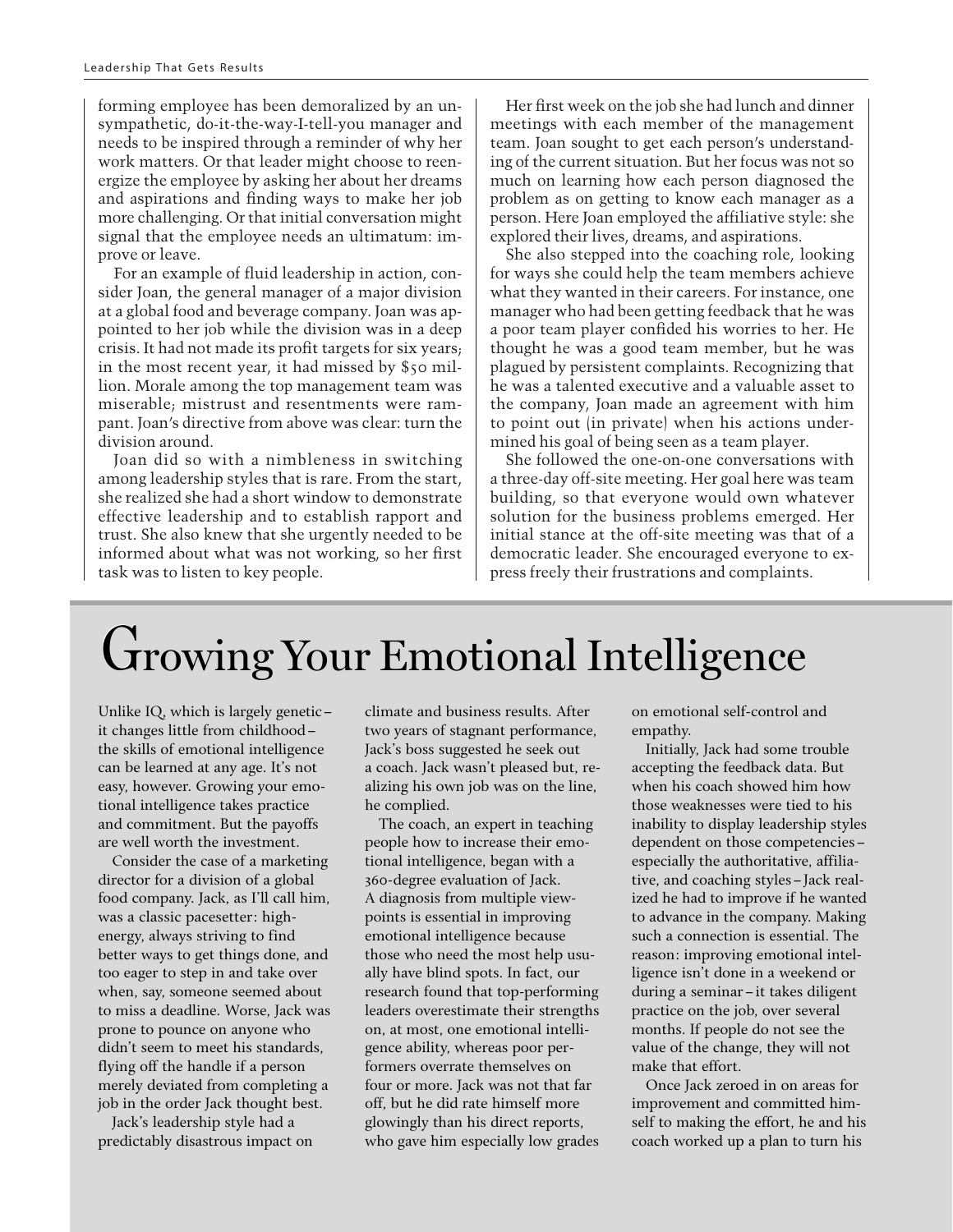forming employee has been demoralized by an unsympathetic, do-it-the-way-I-tell-you manager and needs to be inspired through a reminder of why her work matters. Or that leader might choose to reenergize the employee by asking her about her dreams and aspirations and finding ways to make her job more challenging. Or that initial conversation might signal that the employee needs an ultimatum: improve or leave.

For an example of fluid leadership in action, consider Joan, the general manager of a major division at a global food and beverage company. Joan was appointed to her job while the division was in a deep crisis. It had not made its profit targets for six years; in the most recent year, it had missed by $50 million. Morale among the top management team was miserable; mistrust and resentments were rampant. Joan's directive from above was clear: turn the division around.

Joan did so with a nimbleness in switching among leadership styles that is rare. From the start, she realized she had a short window to demonstrate effective leadership and to establish rapport and trust. She also knew that she urgently needed to be informed about what was not working, so her first task was to listen to key people.

Her first week on the job she had lunch and dinner meetings with each member of the management team. Joan sought to get each person's understanding of the current situation. But her focus was not so much on learning how each person diagnosed the problem as on getting to know each manager as a person. Here Joan employed the affiliative style: she explored their lives, dreams, and aspirations.

She also stepped into the coaching role, looking for ways she could help the team members achieve what they wanted in their careers. For instance, one manager who had been getting feedback that he was a poor team player confided his worries to her. He thought he was a good team member, but he was plagued by persistent complaints. Recognizing that he was a talented executive and a valuable asset to the company, Joan made an agreement with him to point out (in private) when his actions undermined his goal of being seen as a team player.

She followed the one-on-one conversations with a three-day off-site meeting. Her goal here was team building, so that everyone would own whatever solution for the business problems emerged. Her initial stance at the off-site meeting was that of a democratic leader. She encouraged everyone to express freely their frustrations and complaints.

# Growing Your Emotional Intelligence

Unlike IQ, which is largely genetic – it changes little from childhood – the skills of emotional intelligence can be learned at any age. It's not easy, however. Growing your emotional intelligence takes practice and commitment. But the payoffs are well worth the investment.

Consider the case of a marketing director for a division of a global food company. Jack, as I'll call him, was a classic pacesetter: high-energy, always striving to find better ways to get things done, and too eager to step in and take over when, say, someone seemed about to miss a deadline. Worse, Jack was prone to pounce on anyone who didn't seem to meet his standards, flying off the handle if a person merely deviated from completing a job in the order Jack thought best.

Jack's leadership style had a predictably disastrous impact on climate and business results. After two years of stagnant performance, Jack's boss suggested he seek out a coach. Jack wasn't pleased but, realizing his own job was on the line, he complied.

The coach, an expert in teaching people how to increase their emotional intelligence, began with a 360-degree evaluation of Jack. A diagnosis from multiple viewpoints is essential in improving emotional intelligence because those who need the most help usually have blind spots. In fact, our research found that top-performing leaders overestimate their strengths on, at most, one emotional intelligence ability, whereas poor performers overrate themselves on four or more. Jack was not that far off, but he did rate himself more glowingly than his direct reports, who gave him especially low grades on emotional self-control and empathy.

Initially, Jack had some trouble accepting the feedback data. But when his coach showed him how those weaknesses were tied to his inability to display leadership styles dependent on those competencies – especially the authoritative, affiliative, and coaching styles – Jack realized he had to improve if he wanted to advance in the company. Making such a connection is essential. The reason: improving emotional intelligence isn't done in a weekend or during a seminar – it takes diligent practice on the job, over several months. If people do not see the value of the change, they will not make that effort.

Once Jack zeroed in on areas for improvement and committed himself to making the effort, he and his coach worked up a plan to turn his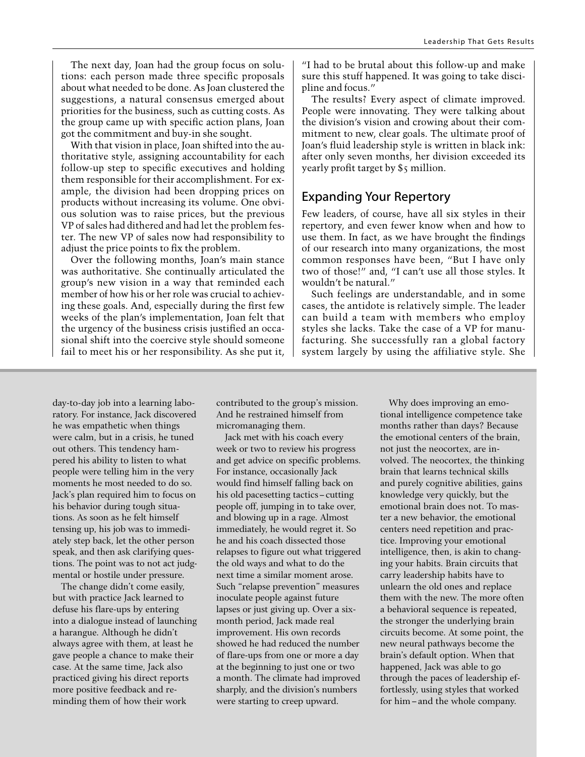The next day, Joan had the group focus on solutions: each person made three specific proposals about what needed to be done. As Joan clustered the suggestions, a natural consensus emerged about priorities for the business, such as cutting costs. As the group came up with specific action plans, Joan got the commitment and buy-in she sought.

With that vision in place, Joan shifted into the authoritative style, assigning accountability for each follow-up step to specific executives and holding them responsible for their accomplishment. For example, the division had been dropping prices on products without increasing its volume. One obvious solution was to raise prices, but the previous VP of sales had dithered and had let the problem fester. The new VP of sales now had responsibility to adjust the price points to fix the problem.

Over the following months, Joan's main stance was authoritative. She continually articulated the group's new vision in a way that reminded each member of how his or her role was crucial to achieving these goals. And, especially during the first few weeks of the plan's implementation, Joan felt that the urgency of the business crisis justified an occasional shift into the coercive style should someone fail to meet his or her responsibility. As she put it, "I had to be brutal about this follow-up and make sure this stuff happened. It was going to take discipline and focus."

The results? Every aspect of climate improved. People were innovating. They were talking about the division's vision and crowing about their commitment to new, clear goals. The ultimate proof of Joan's fluid leadership style is written in black ink: after only seven months, her division exceeded its yearly profit target by $5 million.

## Expanding Your Repertory

Few leaders, of course, have all six styles in their repertory, and even fewer know when and how to use them. In fact, as we have brought the findings of our research into many organizations, the most common responses have been, "But I have only two of those!" and, "I can't use all those styles. It wouldn't be natural."

Such feelings are understandable, and in some cases, the antidote is relatively simple. The leader can build a team with members who employ styles she lacks. Take the case of a VP for manufacturing. She successfully ran a global factory system largely by using the affiliative style. She

day-to-day job into a learning laboratory. For instance, Jack discovered he was empathetic when things were calm, but in a crisis, he tuned out others. This tendency hampered his ability to listen to what people were telling him in the very moments he most needed to do so. Jack's plan required him to focus on his behavior during tough situations. As soon as he felt himself tensing up, his job was to immediately step back, let the other person speak, and then ask clarifying questions. The point was to not act judgmental or hostile under pressure.

The change didn't come easily, but with practice Jack learned to defuse his flare-ups by entering into a dialogue instead of launching a harangue. Although he didn't always agree with them, at least he gave people a chance to make their case. At the same time, Jack also practiced giving his direct reports more positive feedback and reminding them of how their work contributed to the group's mission. And he restrained himself from micromanaging them.

Jack met with his coach every week or two to review his progress and get advice on specific problems. For instance, occasionally Jack would find himself falling back on his old pacesetting tactics – cutting people off, jumping in to take over, and blowing up in a rage. Almost immediately, he would regret it. So he and his coach dissected those relapses to figure out what triggered the old ways and what to do the next time a similar moment arose. Such "relapse prevention" measures inoculate people against future lapses or just giving up. Over a six-month period, Jack made real improvement. His own records showed he had reduced the number of flare-ups from one or more a day at the beginning to just one or two a month. The climate had improved sharply, and the division's numbers were starting to creep upward.

Why does improving an emotional intelligence competence take months rather than days? Because the emotional centers of the brain, not just the neocortex, are involved. The neocortex, the thinking brain that learns technical skills and purely cognitive abilities, gains knowledge very quickly, but the emotional brain does not. To master a new behavior, the emotional centers need repetition and practice. Improving your emotional intelligence, then, is akin to changing your habits. Brain circuits that carry leadership habits have to unlearn the old ones and replace them with the new. The more often a behavioral sequence is repeated, the stronger the underlying brain circuits become. At some point, the new neural pathways become the brain's default option. When that happened, Jack was able to go through the paces of leadership effortlessly, using styles that worked for him – and the whole company.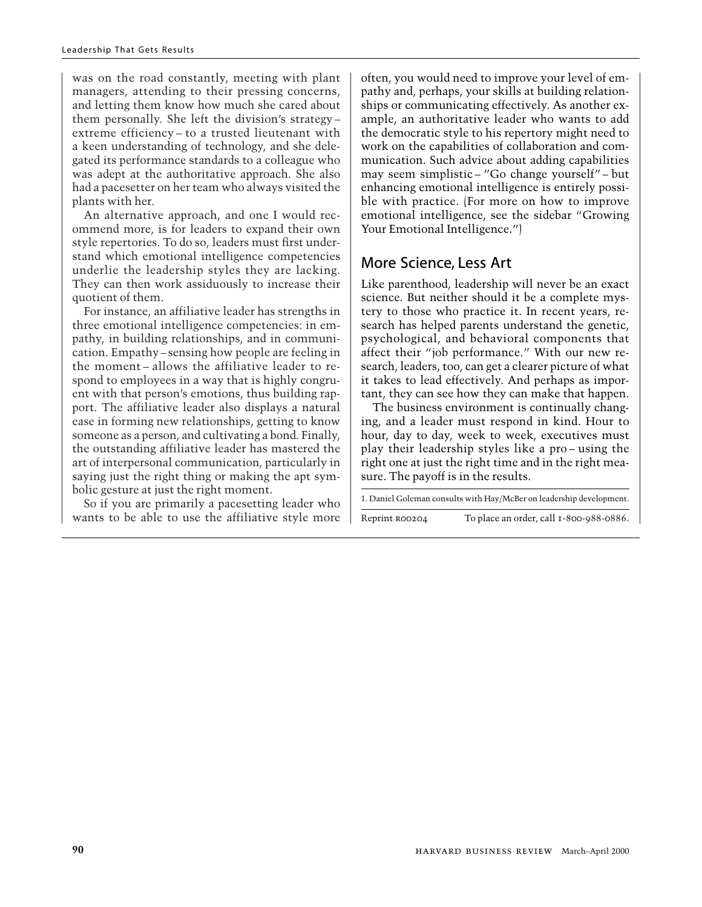was on the road constantly, meeting with plant managers, attending to their pressing concerns, and letting them know how much she cared about them personally. She left the division's strategy – extreme efficiency – to a trusted lieutenant with a keen understanding of technology, and she delegated its performance standards to a colleague who was adept at the authoritative approach. She also had a pacesetter on her team who always visited the plants with her.

An alternative approach, and one I would recommend more, is for leaders to expand their own style repertories. To do so, leaders must first understand which emotional intelligence competencies underlie the leadership styles they are lacking. They can then work assiduously to increase their quotient of them.

For instance, an affiliative leader has strengths in three emotional intelligence competencies: in empathy, in building relationships, and in communication. Empathy – sensing how people are feeling in the moment – allows the affiliative leader to respond to employees in a way that is highly congruent with that person's emotions, thus building rapport. The affiliative leader also displays a natural ease in forming new relationships, getting to know someone as a person, and cultivating a bond. Finally, the outstanding affiliative leader has mastered the art of interpersonal communication, particularly in saying just the right thing or making the apt symbolic gesture at just the right moment.

So if you are primarily a pacesetting leader who wants to be able to use the affiliative style more often, you would need to improve your level of empathy and, perhaps, your skills at building relationships or communicating effectively. As another example, an authoritative leader who wants to add the democratic style to his repertory might need to work on the capabilities of collaboration and communication. Such advice about adding capabilities may seem simplistic – "Go change yourself" – but enhancing emotional intelligence is entirely possible with practice. (For more on how to improve emotional intelligence, see the sidebar "Growing Your Emotional Intelligence.")

## More Science, Less Art

Like parenthood, leadership will never be an exact science. But neither should it be a complete mystery to those who practice it. In recent years, research has helped parents understand the genetic, psychological, and behavioral components that affect their "job performance." With our new research, leaders, too, can get a clearer picture of what it takes to lead effectively. And perhaps as important, they can see how they can make that happen.

The business environment is continually changing, and a leader must respond in kind. Hour to hour, day to day, week to week, executives must play their leadership styles like a pro – using the right one at just the right time and in the right measure. The payoff is in the results.

1. Daniel Goleman consults with Hay/McBer on leadership development.

Reprint R00204 To place an order, call 1-800-988-0886.